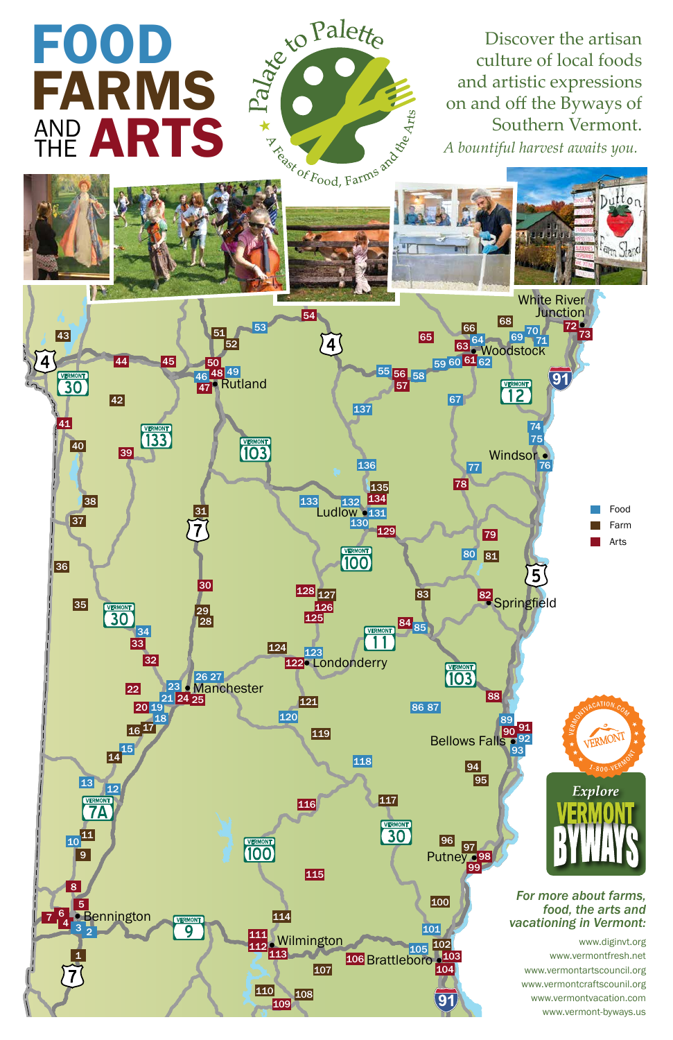# FOOD FARMS AND THE ARTS

Palate to Palette

A Feast of Food, Farms and the Arts

Discover the artisan culture of local foods and artistic expressions on and off the Byways of Southern Vermont.

*A bountiful harvest awaits you.*

- Food
- Farm
- Arts

Explore VERMONT BYWAYS

VERMONTVACATION.COM 1-800-VERMONT

***For more about farms, food, the arts and vacationing in Vermont:***

www.diginvt.org
www.vermontfresh.net
www.vermontartscouncil.org
www.vermontcraftscounil.org
www.vermontvacation.com
www.vermont-byways.us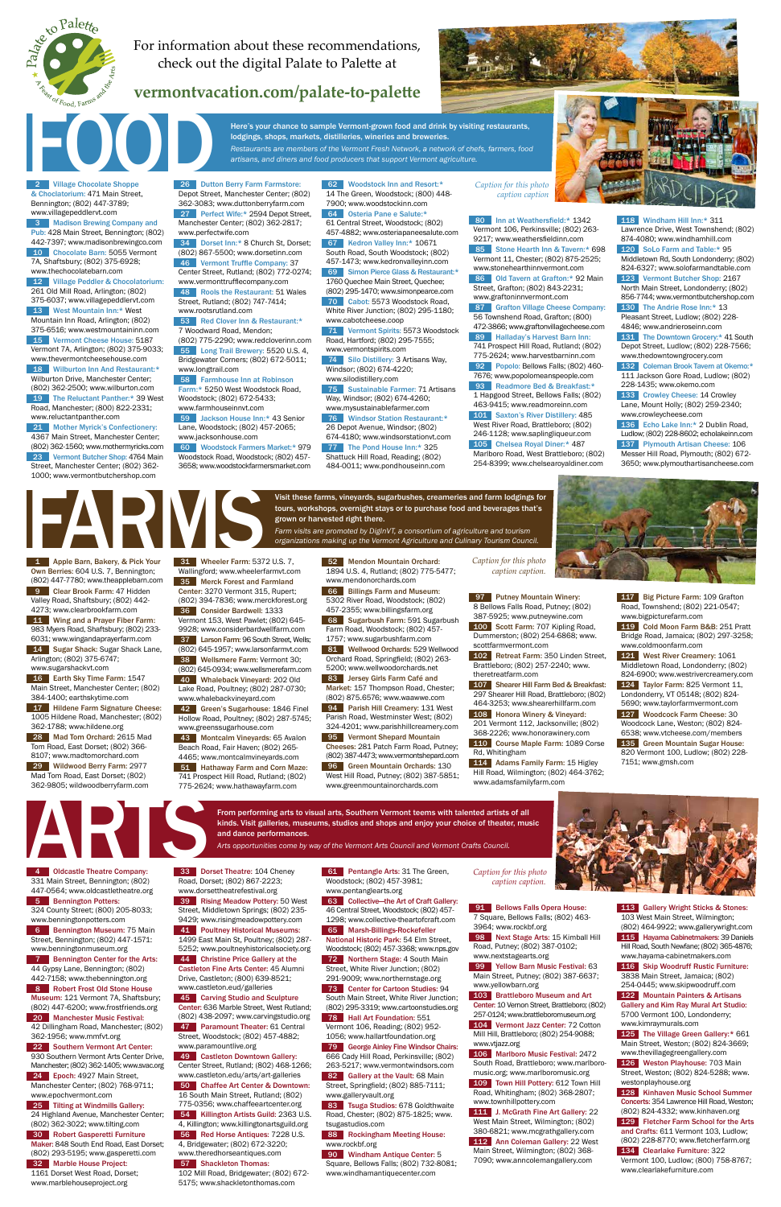Palate to Palette — A Feast of Food, Farms and the Arts

For information about these recommendations, check out the digital Palate to Palette at

**vermontvacation.com/palate-to-palette**

# FOOD

**Here's your chance to sample Vermont-grown food and drink by visiting restaurants, lodgings, shops, markets, distilleries, wineries and breweries.**

*Restaurants are members of the Vermont Fresh Network, a network of chefs, farmers, food artisans, and diners and food producers that support Vermont agriculture.*

*Caption for this photo caption caption.*

**2 Village Chocolate Shoppe & Chocolatorium:** 471 Main Street, Bennington; (802) 447-3789; www.villagepeddlervt.com

**3 Madison Brewing Company and Pub:** 428 Main Street, Bennington; (802) 442-7397; www.madisonbrewingco.com

**10 Chocolate Barn:** 5055 Vermont 7A, Shaftsbury; (802) 375-6928; www.thechocolatebarn.com

**12 Village Peddler & Chocolatorium:** 261 Old Mill Road, Arlington; (802) 375-6037; www.villagepeddlervt.com

**13 West Mountain Inn:*** West Mountain Inn Road, Arlington; (802) 375-6516; www.westmountaininn.com

**15 Vermont Cheese House:** 5187 Vermont 7A, Arlington; (802) 375-9033; www.thevermontcheesehouse.com

**18 Wilburton Inn And Restaurant:*** Wilburton Drive, Manchester Center; (802) 362-2500; www.wilburton.com

**19 The Reluctant Panther:*** 39 West Road, Manchester; (800) 822-2331; www.reluctantpanther.com

**21 Mother Myrick's Confectionery:** 4367 Main Street, Manchester Center; (802) 362-1560; www.mothermyricks.com

**23 Vermont Butcher Shop:** 4764 Main Street, Manchester Center; (802) 362-1000; www.vermontbutchershop.com

**26 Dutton Berry Farm Farmstore:** Depot Street, Manchester Center; (802) 362-3083; www.duttonberryfarm.com

**27 Perfect Wife:*** 2594 Depot Street, Manchester Center; (802) 362-2817; www.perfectwife.com

**34 Dorset Inn:*** 8 Church St, Dorset; (802) 867-5500; www.dorsetinn.com

**46 Vermont Truffle Company:** 37 Center Street, Rutland; (802) 772-0274; www.vermonttrufflecompany.com

**48 Roots the Restaurant:** 51 Wales Street, Rutland; (802) 747-7414; www.rootsrutland.com

**53 Red Clover Inn & Restaurant:*** 7 Woodward Road, Mendon; (802) 775-2290; www.redcloverinn.com

**55 Long Trail Brewery:** 5520 U.S. 4, Bridgewater Corners; (802) 672-5011; www.longtrail.com

**58 Farmhouse Inn at Robinson Farm:*** 5250 West Woodstock Road, Woodstock; (802) 672-5433; www.farmhouseinnvt.com

**59 Jackson House Inn:*** 43 Senior Lane, Woodstock; (802) 457-2065; www.jacksonhouse.com

**60 Woodstock Farmers Market:*** 979 Woodstock Road, Woodstock; (802) 457-3658; www.woodstockfarmersmarket.com

**62 Woodstock Inn and Resort:*** 14 The Green, Woodstock; (800) 448-7900; www.woodstockinn.com

**64 Osteria Pane e Salute:*** 61 Central Street, Woodstock; (802) 457-4882; www.osteriapaneesalute.com

**67 Kedron Valley Inn:*** 10671 South Road, South Woodstock; (802) 457-1473; www.kedronvalleyinn.com

**69 Simon Pierce Glass & Restaurant:*** 1760 Quechee Main Street, Quechee; (802) 295-1470; www.simonpearce.com

**70 Cabot:** 5573 Woodstock Road, White River Junction; (802) 295-1180; www.cabotcheese.coop

**71 Vermont Spirits:** 5573 Woodstock Road, Hartford; (802) 295-7555; www.vermontspirits.com

**74 Silo Distillery:** 3 Artisans Way, Windsor; (802) 674-4220; www.silodistillery.com

**75 Sustainable Farmer:** 71 Artisans Way, Windsor; (802) 674-4260; www.mysustainablefarmer.com

**76 Windsor Station Restaurant:*** 26 Depot Avenue, Windsor; (802) 674-4180; www.windsorstationvt.com

**77 The Pond House Inn:*** 325 Shattuck Hill Road, Reading; (802) 484-0011; www.pondhouseinn.com

**80 Inn at Weathersfield:*** 1342 Vermont 106, Perkinsville; (802) 263-9217; www.weathersfieldinn.com

**85 Stone Hearth Inn & Tavern:*** 698 Vermont 11, Chester; (802) 875-2525; www.stonehearthinnvermont.com

**86 Old Tavern at Grafton:*** 92 Main Street, Grafton; (802) 843-2231; www.graftoninnvermont.com

**87 Grafton Village Cheese Company:** 56 Townshend Road, Grafton; (800) 472-3866; www.graftonvillagecheese.com

**89 Halladay's Harvest Barn Inn:** 741 Prospect Hill Road, Rutland; (802) 775-2624; www.harvestbarninn.com

**92 Popolo:** Bellows Falls; (802) 460-7676; www.popolomeanspeople.com

**93 Readmore Bed & Breakfast:*** 1 Hapgood Street, Bellows Falls; (802) 463-9415; www.readmoreinn.com

**101 Saxton's River Distillery:** 485 West River Road, Brattleboro; (802) 246-1128; www.saplingliqueur.com

**105 Chelsea Royal Diner:*** 487 Marlboro Road, West Brattleboro; (802) 254-8399; www.chelsearoyaldiner.com

**118 Windham Hill Inn:*** 311 Lawrence Drive, West Townshend; (802) 874-4080; www.windhamhill.com

**120 SoLo Farm and Table:*** 95 Middletown Rd, South Londonderry; (802) 824-6327; www.solofarmandtable.com

**123 Vermont Butcher Shop:** 2167 North Main Street, Londonderry; (802) 856-7744; www.vermontbutchershop.com

**130 The Andrie Rose Inn:*** 13 Pleasant Street, Ludlow; (802) 228-4846; www.andrieroseinn.com

**131 The Downtown Grocery:*** 41 South Depot Street, Ludlow; (802) 228-7566; www.thedowntowngrocery.com

**132 Coleman Brook Tavern at Okemo:*** 111 Jackson Gore Road, Ludlow; (802) 228-1435; www.okemo.com

**133 Crowley Cheese:** 14 Crowley Lane, Mount Holly; (802) 259-2340; www.crowleycheese.com

**136 Echo Lake Inn:*** 2 Dublin Road, Ludlow; (802) 228-8602; echolakeinn.com

**137 Plymouth Artisan Cheese:** 106 Messer Hill Road, Plymouth; (802) 672-3650; www.plymouthartisancheese.com

# FARMS

**Visit these farms, vineyards, sugarbushes, creameries and farm lodgings for tours, workshops, overnight stays or to purchase food and beverages that's grown or harvested right there.**

*Farm visits are promoted by DiginVT, a consortium of agriculture and tourism organizations making up the Vermont Agriculture and Culinary Tourism Council.*

*Caption for this photo caption caption.*

**1 Apple Barn, Bakery, & Pick Your Own Berries:** 604 U.S. 7, Bennington; (802) 447-7780; www.theapplebarn.com

**9 Clear Brook Farm:** 47 Hidden Valley Road, Shaftsbury; (802) 442-4273; www.clearbrookfarm.com

**11 Wing and a Prayer Fiber Farm:** 983 Myers Road, Shaftsbury; (802) 233-6031; www.wingandaprayerfarm.com

**14 Sugar Shack:** Sugar Shack Lane, Arlington; (802) 375-6747; www.sugarshackvt.com

**16 Earth Sky Time Farm:** 1547 Main Street, Manchester Center; (802) 384-1400; earthskytime.com

**17 Hildene Farm Signature Cheese:** 1005 Hildene Road, Manchester; (802) 362-1788; www.hildene.org

**28 Mad Tom Orchard:** 2615 Mad Tom Road, East Dorset; (802) 366-8107; www.madtomorchard.com

**29 Wildwood Berry Farm:** 2977 Mad Tom Road, East Dorset; (802) 362-9805; wildwoodberryfarm.com

**31 Wheeler Farm:** 5372 U.S. 7, Wallingford; www.wheelerfarmvt.com

**35 Merck Forest and Farmland Center:** 3270 Vermont 315, Rupert; (802) 394-7836; www.merckforest.org

**36 Consider Bardwell:** 1333 Vermont 153, West Pawlet; (802) 645-9928; www.considerbardwellfarm.com

**37 Larson Farm:** 96 South Street, Wells; (802) 645-1957; www.larsonfarmvt.com

**38 Wellsmere Farm:** Vermont 30; (802) 645-0934; www.wellsmerefarm.com

**40 Whaleback Vineyard:** 202 Old Lake Road, Poultney; (802) 287-0730; www.whalebackvineyard.com

**42 Green's Sugarhouse:** 1846 Finel Hollow Road, Poultney; (802) 287-5745; www.greenssugarhouse.com

**43 Montcalm Vineyards:** 65 Avalon Beach Road, Fair Haven; (802) 265-4465; www.montcalmvineyards.com

**51 Hathaway Farm and Corn Maze:** 741 Prospect Hill Road, Rutland; (802) 775-2624; www.hathawayfarm.com

**52 Mendon Mountain Orchard:** 1894 U.S. 4, Rutland; (802) 775-5477; www.mendonorchards.com

**66 Billings Farm and Museum:** 5302 River Road, Woodstock; (802) 457-2355; www.billingsfarm.org

**68 Sugarbush Farm:** 591 Sugarbush Farm Road, Woodstock; (802) 457-1757; www.sugarbushfarm.com

**81 Wellwood Orchards:** 529 Wellwood Orchard Road, Springfield; (802) 263-5200; www.wellwoodorchards.net

**83 Jersey Girls Farm Café and Market:** 157 Thompson Road, Chester; (802) 875-6576; www.waawwe.com

**94 Parish Hill Creamery:** 131 West Parish Road, Westminster West; (802) 324-4201; www.parishhillcreamery.com

**95 Vermont Shepard Mountain Cheeses:** 281 Patch Farm Road, Putney; (802) 387-4473; www.vermontshepard.com

**96 Green Mountain Orchards:** 130 West Hill Road, Putney; (802) 387-5851; www.greenmountainorchards.com

**97 Putney Mountain Winery:** 8 Bellows Falls Road, Putney; (802) 387-5925; www.putneywine.com

**100 Scott Farm:** 707 Kipling Road, Dummerston; (802) 254-6868; www.scottfarmvermont.com

**102 Retreat Farm:** 350 Linden Street, Brattleboro; (802) 257-2240; www.theretreatfarm.com

**107 Shearer Hill Farm Bed & Breakfast:** 297 Shearer Hill Road, Brattleboro; (802) 464-3253; www.shearerhillfarm.com

**108 Honora Winery & Vineyard:** 201 Vermont 112, Jacksonville; (802) 368-2226; www.honorawinery.com

**110 Course Maple Farm:** 1089 Corse Rd, Whitingham

**114 Adams Family Farm:** 15 Higley Hill Road, Wilmington; (802) 464-3762; www.adamsfamilyfarm.com

**117 Big Picture Farm:** 109 Grafton Road, Townshend; (802) 221-0547; www.bigpicturefarm.com

**119 Cold Moon Farm B&B:** 251 Pratt Bridge Road, Jamaica; (802) 297-3258; www.coldmoonfarm.com

**121 West River Creamery:** 1061 Middletown Road, Londonderry; (802) 824-6900; www.westrivercreamery.com

**124 Taylor Farm:** 825 Vermont 11, Londonderry, VT 05148; (802) 824-5690; www.taylorfarmvermont.com

**127 Woodcock Farm Cheese:** 30 Woodcock Lane, Weston; (802) 824-6538; www.vtcheese.com/members

**135 Green Mountain Sugar House:** 820 Vermont 100, Ludlow; (802) 228-7151; www.gmsh.com

# ARTS

**From performing arts to visual arts, Southern Vermont teems with talented artists of all kinds. Visit galleries, museums, studios and shops and enjoy your choice of theater, music and dance performances.**

*Arts opportunities come by way of the Vermont Arts Council and Vermont Crafts Council.*

*Caption for this photo caption caption.*

**4 Oldcastle Theatre Company:** 331 Main Street, Bennington; (802) 447-0564; www.oldcastletheatre.org

**5 Bennington Potters:** 324 County Street; (800) 205-8033; www.benningtonpotters.com

**6 Bennington Museum:** 75 Main Street, Bennington; (802) 447-1571; www.benningtonmuseum.org

**7 Bennington Center for the Arts:** 44 Gypsy Lane, Bennington; (802) 442-7158; www.thebennington.org

**8 Robert Frost Old Stone House Museum:** 121 Vermont 7A, Shaftsbury; (802) 447-6200; www.frostfriends.org

**20 Manchester Music Festival:** 42 Dillingham Road, Manchester; (802) 362-1956; www.mmfvt.org

**22 Southern Vermont Art Center:** 930 Southern Vermont Arts Center Drive, Manchester; (802) 362-1405; www.svac.org

**24 Epoch:** 4927 Main Street, Manchester Center; (802) 768-9711; www.epochvermont.com

**25 Tilting at Windmills Gallery:** 24 Highland Avenue, Manchester Center; (802) 362-3022; www.tilting.com

**30 Robert Gasperetti Furniture Maker:** 848 South End Road, East Dorset; (802) 293-5195; www.gasperetti.com

**32 Marble House Project:** 1161 Dorset West Road, Dorset; www.marblehouseproject.org

**33 Dorset Theatre:** 104 Cheney Road, Dorset; (802) 867-2223; www.dorsettheatrefestival.org

**39 Rising Meadow Pottery:** 50 West Street, Middletown Springs; (802) 235-9429; www.risingmeadowpottery.com

**41 Poultney Historical Museums:** 1499 East Main St, Poultney; (802) 287-5252; www.poultneyhistoricalsociety.org

**44 Christine Price Gallery at the Castleton Fine Arts Center:** 45 Alumni Drive, Castleton; (800) 639-8521; www.castleton.edu/galleries

**45 Carving Studio and Sculpture Center:** 636 Marble Street, West Rutland; (802) 438-2097; www.carvingstudio.org

**47 Paramount Theatre:** 61 Central Street, Woodstock; (802) 457-4882;

**49 Castleton Downtown Gallery:** Center Street, Rutland; (802) 468-1266; www.castleton.edu/arts/art-galleries

**50 Chaffee Art Center & Downtown:** 16 South Main Street, Rutland; (802) 775-0356; www.chaffeeartcenter.org

**54 Killington Artists Guild:** 2363 U.S. 4, Killington; www.killingtonartsguild.org

**56 Red Horse Antiques:** 7228 U.S. 4, Bridgewater; (802) 672-3220; www.theredhorseantiques.com

**57 Shackleton Thomas:** 102 Mill Road, Bridgewater; (802) 672-5175; www.shackletonthomas.com

**61 Pentangle Arts:** 31 The Green, Woodstock; (802) 457-3981; www.pentanglearts.org

**63 Collective—the Art of Craft Gallery:** 46 Central Street, Woodstock; (802) 457-1298; www.collective-theartofcraft.com

**65 Marsh-Billings-Rockefeller National Historic Park:** 54 Elm Street, Woodstock; (802) 457-3368; www.nps.gov

**72 Northern Stage:** 4 South Main Street, White River Junction; (802) 291-9009; www.northernstage.org

**73 Center for Cartoon Studies:** 94 South Main Street, White River Junction; (802) 295-3319; www.cartoonstudies.org

**78 Hall Art Foundation:** 551 Vermont 106, Reading; (802) 952-1056; www.hallartfoundation.org

**79 George Ainley Fine Windsor Chairs:** 666 Cady Hill Road, Perkinsville; (802) 263-5217; www.vermontwindsors.com

**82 Gallery at the Vault:** 68 Main Street, Springfield; (802) 885-7111; www.galleryvault.org

**83 Tsuga Studios:** 678 Goldthwaite Road, Chester; (802) 875-1825; www.tsugastudios.com

**88 Rockingham Meeting House:** www.rockbf.org

**90 Windham Antique Center:** 5 Square, Bellows Falls; (802) 732-8081; www.windhamantiquecenter.com

**91 Bellows Falls Opera House:** 7 Square, Bellows Falls; (802) 463-3964; www.rockbf.org

**98 Next Stage Arts:** 15 Kimball Hill Road, Putney; (802) 387-0102; www.nextstagearts.org

**99 Yellow Barn Music Festival:** 63 Main Street, Putney; (802) 387-6637; www.yellowbarn.org

**103 Brattleboro Museum and Art Center:** 10 Vernon Street, Brattleboro; (802) 257-0124; www.brattleboromuseum.org

**104 Vermont Jazz Center:** 72 Cotton Mill Hill, Brattleboro; (802) 254-9088; www.vtjazz.org

**106 Marlboro Music Festival:** 2472 South Road, Brattleboro; www.marlboromusic.org; www.marlboromusic.org

**109 Town Hill Pottery:** 612 Town Hill Road, Whitingham; (802) 368-2807; www.townhillpottery.com

**111 J. McGrath Fine Art Gallery:** 22 West Main Street, Wilmington; (802) 380-6821; www.mcgrathgallery.com

**112 Ann Coleman Gallery:** 22 West Main Street, Wilmington; (802) 368-7090; www.anncolemangallery.com

**113 Gallery Wright Sticks & Stones:** 103 West Main Street, Wilmington; (802) 464-9922; www.gallerywright.com

**115 Hayama Cabinetmakers:** 39 Daniels Hill Road, South Newfane; (802) 365-4876; www.hayama-cabinetmakers.com

**116 Skip Woodruff Rustic Furniture:** 3838 Main Street, Jamaica; (802) 254-0445; www.skipwoodruff.com

**122 Mountain Painters & Artisans Gallery and Kim Ray Mural Art Studio:** 5700 Vermont 100, Londonderry; www.kimraymurals.com

**125 The Village Green Gallery:*** 661 Main Street, Weston; (802) 824-3669; www.thevillagegreengallery.com

**126 Weston Playhouse:** 703 Main Street, Weston; (802) 824-5288; www.westonplayhouse.org

**128 Kinhaven Music School Summer Concerts:** 354 Lawrence Hill Road, Weston; (802) 824-4332; www.kinhaven.org

**129 Fletcher Farm School for the Arts and Crafts:** 611 Vermont 103, Ludlow; (802) 228-8770; www.fletcherfarm.org

**134 Clearlake Furniture:** 322 Vermont 100, Ludlow; (800) 758-8767; www.clearlakefurniture.com